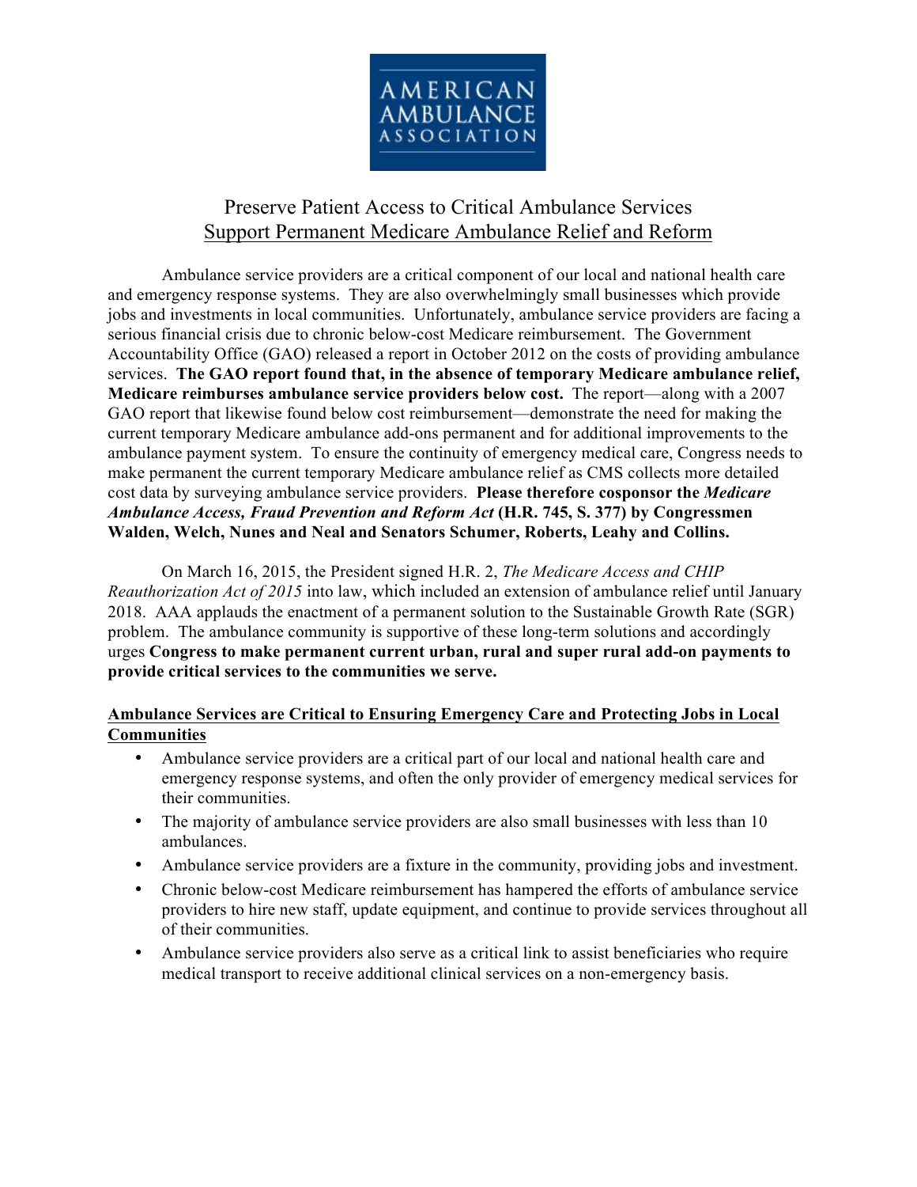AMERICAN AMBULANCE ASSOCIATION

# Preserve Patient Access to Critical Ambulance Services

## Support Permanent Medicare Ambulance Relief and Reform

Ambulance service providers are a critical component of our local and national health care and emergency response systems. They are also overwhelmingly small businesses which provide jobs and investments in local communities. Unfortunately, ambulance service providers are facing a serious financial crisis due to chronic below-cost Medicare reimbursement. The Government Accountability Office (GAO) released a report in October 2012 on the costs of providing ambulance services. **The GAO report found that, in the absence of temporary Medicare ambulance relief, Medicare reimburses ambulance service providers below cost.** The report—along with a 2007 GAO report that likewise found below cost reimbursement—demonstrate the need for making the current temporary Medicare ambulance add-ons permanent and for additional improvements to the ambulance payment system. To ensure the continuity of emergency medical care, Congress needs to make permanent the current temporary Medicare ambulance relief as CMS collects more detailed cost data by surveying ambulance service providers. **Please therefore cosponsor the *Medicare Ambulance Access, Fraud Prevention and Reform Act* (H.R. 745, S. 377) by Congressmen Walden, Welch, Nunes and Neal and Senators Schumer, Roberts, Leahy and Collins.**

On March 16, 2015, the President signed H.R. 2, *The Medicare Access and CHIP Reauthorization Act of 2015* into law, which included an extension of ambulance relief until January 2018. AAA applauds the enactment of a permanent solution to the Sustainable Growth Rate (SGR) problem. The ambulance community is supportive of these long-term solutions and accordingly urges **Congress to make permanent current urban, rural and super rural add-on payments to provide critical services to the communities we serve.**

### Ambulance Services are Critical to Ensuring Emergency Care and Protecting Jobs in Local Communities

- Ambulance service providers are a critical part of our local and national health care and emergency response systems, and often the only provider of emergency medical services for their communities.
- The majority of ambulance service providers are also small businesses with less than 10 ambulances.
- Ambulance service providers are a fixture in the community, providing jobs and investment.
- Chronic below-cost Medicare reimbursement has hampered the efforts of ambulance service providers to hire new staff, update equipment, and continue to provide services throughout all of their communities.
- Ambulance service providers also serve as a critical link to assist beneficiaries who require medical transport to receive additional clinical services on a non-emergency basis.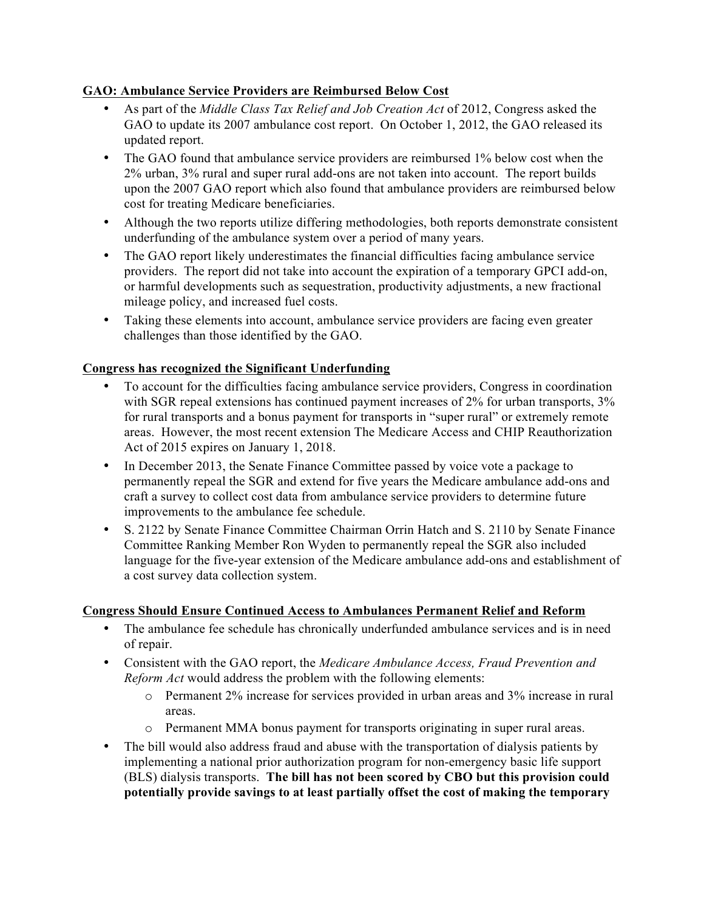**GAO: Ambulance Service Providers are Reimbursed Below Cost**

- As part of the *Middle Class Tax Relief and Job Creation Act* of 2012, Congress asked the GAO to update its 2007 ambulance cost report. On October 1, 2012, the GAO released its updated report.
- The GAO found that ambulance service providers are reimbursed 1% below cost when the 2% urban, 3% rural and super rural add-ons are not taken into account. The report builds upon the 2007 GAO report which also found that ambulance providers are reimbursed below cost for treating Medicare beneficiaries.
- Although the two reports utilize differing methodologies, both reports demonstrate consistent underfunding of the ambulance system over a period of many years.
- The GAO report likely underestimates the financial difficulties facing ambulance service providers. The report did not take into account the expiration of a temporary GPCI add-on, or harmful developments such as sequestration, productivity adjustments, a new fractional mileage policy, and increased fuel costs.
- Taking these elements into account, ambulance service providers are facing even greater challenges than those identified by the GAO.

**Congress has recognized the Significant Underfunding**

- To account for the difficulties facing ambulance service providers, Congress in coordination with SGR repeal extensions has continued payment increases of 2% for urban transports, 3% for rural transports and a bonus payment for transports in "super rural" or extremely remote areas. However, the most recent extension The Medicare Access and CHIP Reauthorization Act of 2015 expires on January 1, 2018.
- In December 2013, the Senate Finance Committee passed by voice vote a package to permanently repeal the SGR and extend for five years the Medicare ambulance add-ons and craft a survey to collect cost data from ambulance service providers to determine future improvements to the ambulance fee schedule.
- S. 2122 by Senate Finance Committee Chairman Orrin Hatch and S. 2110 by Senate Finance Committee Ranking Member Ron Wyden to permanently repeal the SGR also included language for the five-year extension of the Medicare ambulance add-ons and establishment of a cost survey data collection system.

**Congress Should Ensure Continued Access to Ambulances Permanent Relief and Reform**

- The ambulance fee schedule has chronically underfunded ambulance services and is in need of repair.
- Consistent with the GAO report, the *Medicare Ambulance Access, Fraud Prevention and Reform Act* would address the problem with the following elements:
    - Permanent 2% increase for services provided in urban areas and 3% increase in rural areas.
    - Permanent MMA bonus payment for transports originating in super rural areas.
- The bill would also address fraud and abuse with the transportation of dialysis patients by implementing a national prior authorization program for non-emergency basic life support (BLS) dialysis transports. **The bill has not been scored by CBO but this provision could potentially provide savings to at least partially offset the cost of making the temporary**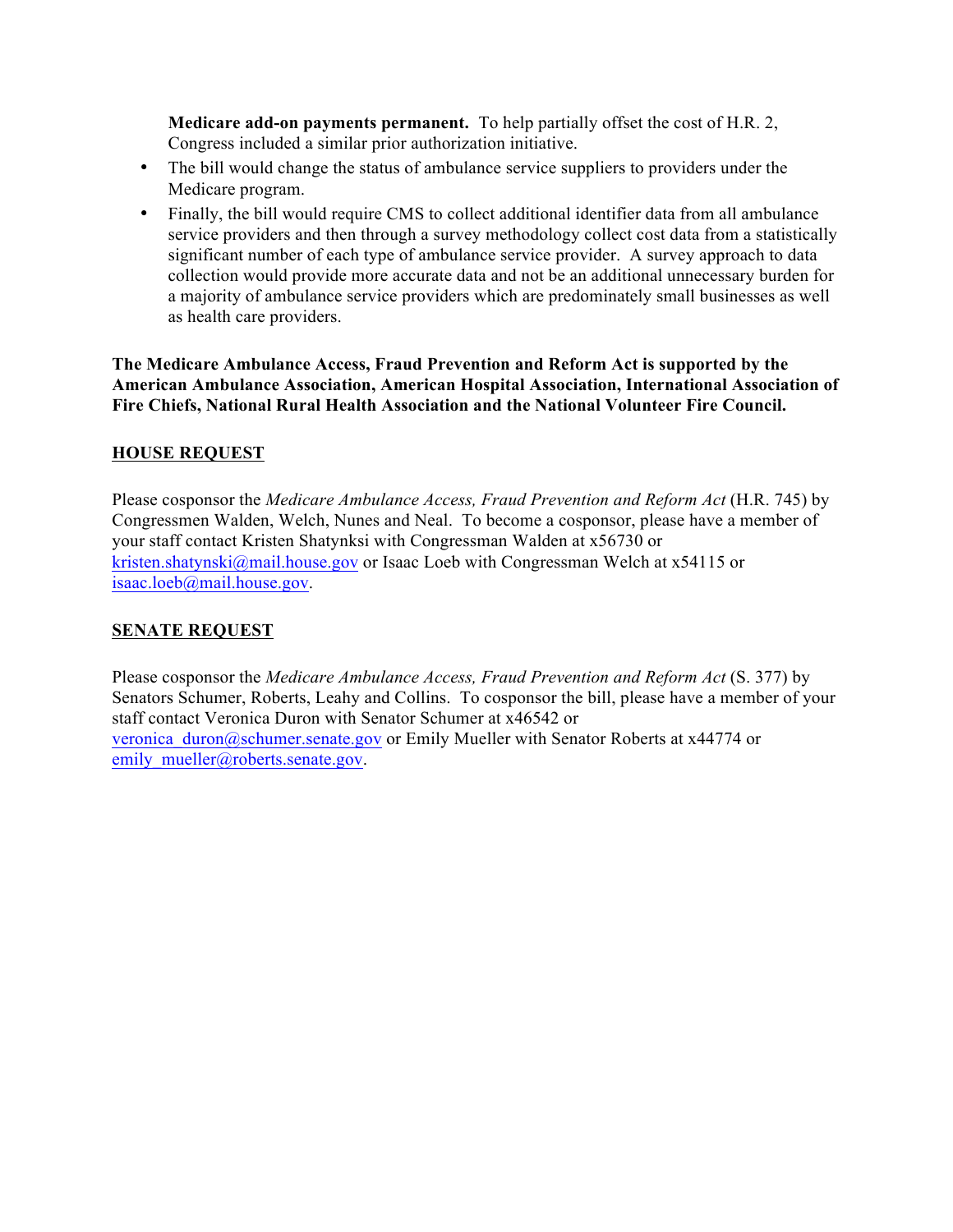**Medicare add-on payments permanent.** To help partially offset the cost of H.R. 2, Congress included a similar prior authorization initiative.

- The bill would change the status of ambulance service suppliers to providers under the Medicare program.
- Finally, the bill would require CMS to collect additional identifier data from all ambulance service providers and then through a survey methodology collect cost data from a statistically significant number of each type of ambulance service provider. A survey approach to data collection would provide more accurate data and not be an additional unnecessary burden for a majority of ambulance service providers which are predominately small businesses as well as health care providers.

**The Medicare Ambulance Access, Fraud Prevention and Reform Act is supported by the American Ambulance Association, American Hospital Association, International Association of Fire Chiefs, National Rural Health Association and the National Volunteer Fire Council.**

## HOUSE REQUEST

Please cosponsor the *Medicare Ambulance Access, Fraud Prevention and Reform Act* (H.R. 745) by Congressmen Walden, Welch, Nunes and Neal. To become a cosponsor, please have a member of your staff contact Kristen Shatynksi with Congressman Walden at x56730 or kristen.shatynski@mail.house.gov or Isaac Loeb with Congressman Welch at x54115 or isaac.loeb@mail.house.gov.

## SENATE REQUEST

Please cosponsor the *Medicare Ambulance Access, Fraud Prevention and Reform Act* (S. 377) by Senators Schumer, Roberts, Leahy and Collins. To cosponsor the bill, please have a member of your staff contact Veronica Duron with Senator Schumer at x46542 or veronica_duron@schumer.senate.gov or Emily Mueller with Senator Roberts at x44774 or emily_mueller@roberts.senate.gov.